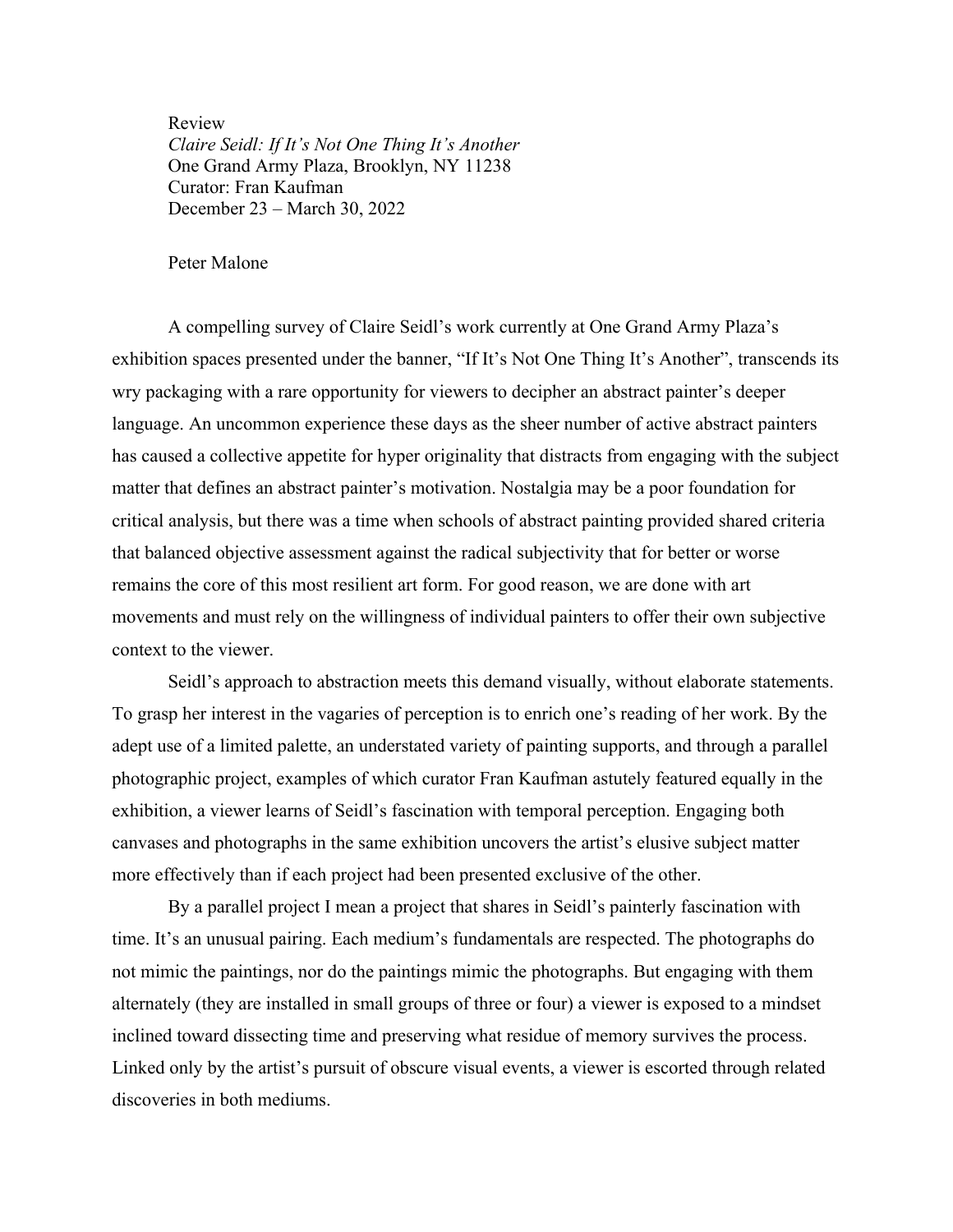Review

*Claire Seidl: If It's Not One Thing It's Another*

One Grand Army Plaza, Brooklyn, NY 11238

Curator: Fran Kaufman

December 23 – March 30, 2022

Peter Malone

A compelling survey of Claire Seidl's work currently at One Grand Army Plaza's exhibition spaces presented under the banner, "If It's Not One Thing It's Another", transcends its wry packaging with a rare opportunity for viewers to decipher an abstract painter's deeper language. An uncommon experience these days as the sheer number of active abstract painters has caused a collective appetite for hyper originality that distracts from engaging with the subject matter that defines an abstract painter's motivation. Nostalgia may be a poor foundation for critical analysis, but there was a time when schools of abstract painting provided shared criteria that balanced objective assessment against the radical subjectivity that for better or worse remains the core of this most resilient art form. For good reason, we are done with art movements and must rely on the willingness of individual painters to offer their own subjective context to the viewer.

Seidl's approach to abstraction meets this demand visually, without elaborate statements. To grasp her interest in the vagaries of perception is to enrich one's reading of her work. By the adept use of a limited palette, an understated variety of painting supports, and through a parallel photographic project, examples of which curator Fran Kaufman astutely featured equally in the exhibition, a viewer learns of Seidl's fascination with temporal perception. Engaging both canvases and photographs in the same exhibition uncovers the artist's elusive subject matter more effectively than if each project had been presented exclusive of the other.

By a parallel project I mean a project that shares in Seidl's painterly fascination with time. It's an unusual pairing. Each medium's fundamentals are respected. The photographs do not mimic the paintings, nor do the paintings mimic the photographs. But engaging with them alternately (they are installed in small groups of three or four) a viewer is exposed to a mindset inclined toward dissecting time and preserving what residue of memory survives the process. Linked only by the artist's pursuit of obscure visual events, a viewer is escorted through related discoveries in both mediums.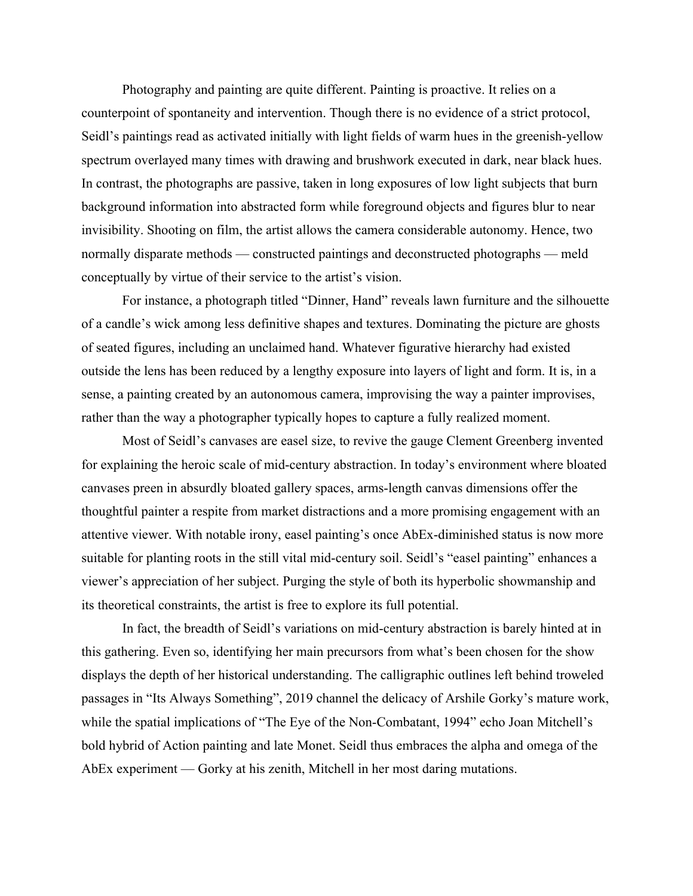Photography and painting are quite different. Painting is proactive. It relies on a counterpoint of spontaneity and intervention. Though there is no evidence of a strict protocol, Seidl's paintings read as activated initially with light fields of warm hues in the greenish-yellow spectrum overlayed many times with drawing and brushwork executed in dark, near black hues. In contrast, the photographs are passive, taken in long exposures of low light subjects that burn background information into abstracted form while foreground objects and figures blur to near invisibility. Shooting on film, the artist allows the camera considerable autonomy. Hence, two normally disparate methods — constructed paintings and deconstructed photographs — meld conceptually by virtue of their service to the artist's vision.

For instance, a photograph titled "Dinner, Hand" reveals lawn furniture and the silhouette of a candle's wick among less definitive shapes and textures. Dominating the picture are ghosts of seated figures, including an unclaimed hand. Whatever figurative hierarchy had existed outside the lens has been reduced by a lengthy exposure into layers of light and form. It is, in a sense, a painting created by an autonomous camera, improvising the way a painter improvises, rather than the way a photographer typically hopes to capture a fully realized moment.

Most of Seidl's canvases are easel size, to revive the gauge Clement Greenberg invented for explaining the heroic scale of mid-century abstraction. In today's environment where bloated canvases preen in absurdly bloated gallery spaces, arms-length canvas dimensions offer the thoughtful painter a respite from market distractions and a more promising engagement with an attentive viewer. With notable irony, easel painting's once AbEx-diminished status is now more suitable for planting roots in the still vital mid-century soil. Seidl's "easel painting" enhances a viewer's appreciation of her subject. Purging the style of both its hyperbolic showmanship and its theoretical constraints, the artist is free to explore its full potential.

In fact, the breadth of Seidl's variations on mid-century abstraction is barely hinted at in this gathering. Even so, identifying her main precursors from what's been chosen for the show displays the depth of her historical understanding. The calligraphic outlines left behind troweled passages in "Its Always Something", 2019 channel the delicacy of Arshile Gorky's mature work, while the spatial implications of "The Eye of the Non-Combatant, 1994" echo Joan Mitchell's bold hybrid of Action painting and late Monet. Seidl thus embraces the alpha and omega of the AbEx experiment — Gorky at his zenith, Mitchell in her most daring mutations.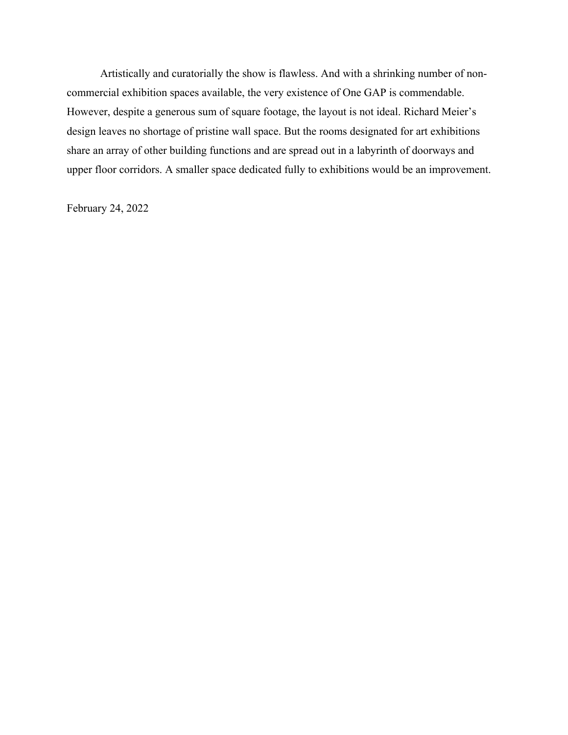Artistically and curatorially the show is flawless. And with a shrinking number of non-commercial exhibition spaces available, the very existence of One GAP is commendable. However, despite a generous sum of square footage, the layout is not ideal. Richard Meier's design leaves no shortage of pristine wall space. But the rooms designated for art exhibitions share an array of other building functions and are spread out in a labyrinth of doorways and upper floor corridors. A smaller space dedicated fully to exhibitions would be an improvement.

February 24, 2022